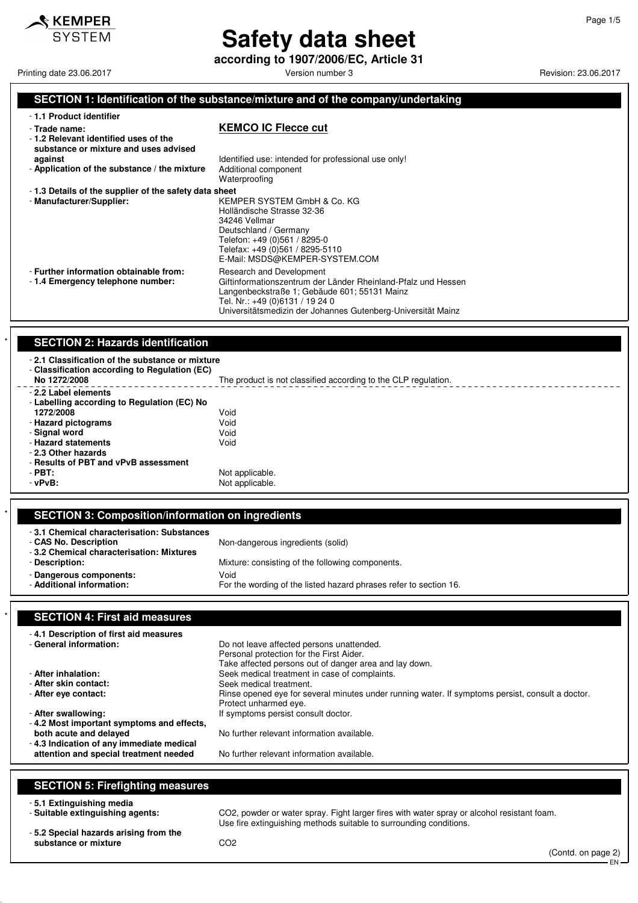# Safety data sheet

**according to 1907/2006/EC, Article 31**

Printing date 23.06.2017 | Version number 3 | Revision: 23.06.2017

## SECTION 1: Identification of the substance/mixture and of the company/undertaking

- **1.1 Product identifier**
- **Trade name:** **KEMCO IC Flecce cut**
- **1.2 Relevant identified uses of the substance or mixture and uses advised against** Identified use: intended for professional use only!
- **Application of the substance / the mixture** Additional component
  Waterproofing
- **1.3 Details of the supplier of the safety data sheet**
- **Manufacturer/Supplier:**
  KEMPER SYSTEM GmbH & Co. KG
  Holländische Strasse 32-36
  34246 Vellmar
  Deutschland / Germany
  Telefon: +49 (0)561 / 8295-0
  Telefax: +49 (0)561 / 8295-5110
  E-Mail: MSDS@KEMPER-SYSTEM.COM
- **Further information obtainable from:** Research and Development
- **1.4 Emergency telephone number:**
  Giftinformationszentrum der Länder Rheinland-Pfalz und Hessen
  Langenbeckstraße 1; Gebäude 601; 55131 Mainz
  Tel. Nr.: +49 (0)6131 / 19 24 0
  Universitätsmedizin der Johannes Gutenberg-Universität Mainz

## SECTION 2: Hazards identification

- **2.1 Classification of the substance or mixture**
- **Classification according to Regulation (EC) No 1272/2008** The product is not classified according to the CLP regulation.
- **2.2 Label elements**
- **Labelling according to Regulation (EC) No 1272/2008** Void
- **Hazard pictograms** Void
- **Signal word** Void
- **Hazard statements** Void
- **2.3 Other hazards**
- **Results of PBT and vPvB assessment**
- **PBT:** Not applicable.
- **vPvB:** Not applicable.

## SECTION 3: Composition/information on ingredients

- **3.1 Chemical characterisation: Substances**
- **CAS No. Description** Non-dangerous ingredients (solid)
- **3.2 Chemical characterisation: Mixtures**
- **Description:** Mixture: consisting of the following components.
- **Dangerous components:** Void
- **Additional information:** For the wording of the listed hazard phrases refer to section 16.

## SECTION 4: First aid measures

- **4.1 Description of first aid measures**
- **General information:**
  Do not leave affected persons unattended.
  Personal protection for the First Aider.
  Take affected persons out of danger area and lay down.
- **After inhalation:** Seek medical treatment in case of complaints.
- **After skin contact:** Seek medical treatment.
- **After eye contact:** Rinse opened eye for several minutes under running water. If symptoms persist, consult a doctor. Protect unharmed eye.
- **After swallowing:** If symptoms persist consult doctor.
- **4.2 Most important symptoms and effects, both acute and delayed** No further relevant information available.
- **4.3 Indication of any immediate medical attention and special treatment needed** No further relevant information available.

## SECTION 5: Firefighting measures

- **5.1 Extinguishing media**
- **Suitable extinguishing agents:** $CO_2$, powder or water spray. Fight larger fires with water spray or alcohol resistant foam. Use fire extinguishing methods suitable to surrounding conditions.
- **5.2 Special hazards arising from the substance or mixture** $CO_2$

(Contd. on page 2)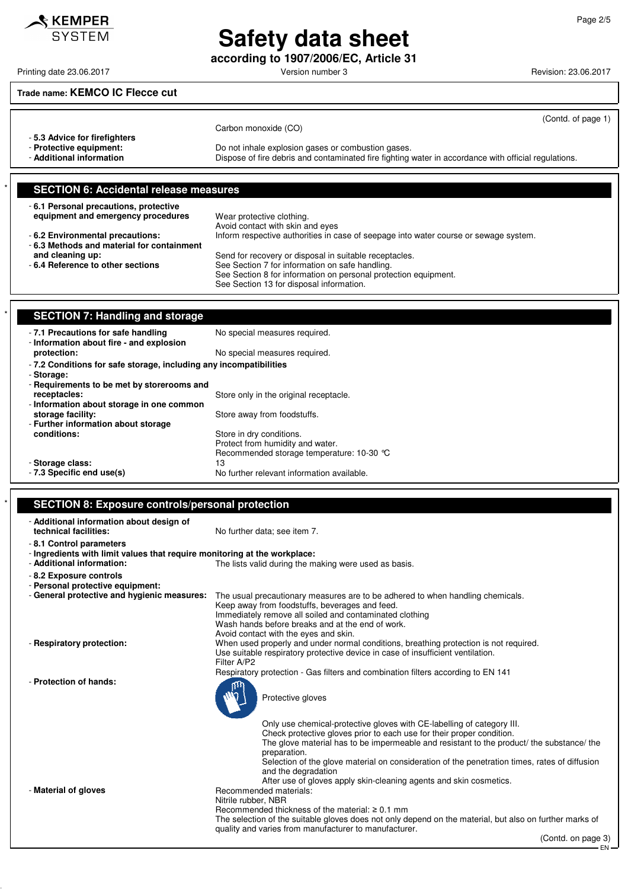**Trade name: KEMCO IC Flecce cut**

(Contd. of page 1)

Carbon monoxide (CO)

- **5.3 Advice for firefighters**
- **Protective equipment:** Do not inhale explosion gases or combustion gases.
- **Additional information** Dispose of fire debris and contaminated fire fighting water in accordance with official regulations.

## SECTION 6: Accidental release measures

- **6.1 Personal precautions, protective equipment and emergency procedures** Wear protective clothing. Avoid contact with skin and eyes
- **6.2 Environmental precautions:** Inform respective authorities in case of seepage into water course or sewage system.
- **6.3 Methods and material for containment and cleaning up:** Send for recovery or disposal in suitable receptacles.
- **6.4 Reference to other sections** See Section 7 for information on safe handling. See Section 8 for information on personal protection equipment. See Section 13 for disposal information.

## SECTION 7: Handling and storage

- **7.1 Precautions for safe handling** No special measures required.
- **Information about fire - and explosion protection:** No special measures required.
- **7.2 Conditions for safe storage, including any incompatibilities**
- **Storage:**
- **Requirements to be met by storerooms and receptacles:** Store only in the original receptacle.
- **Information about storage in one common storage facility:** Store away from foodstuffs.
- **Further information about storage conditions:** Store in dry conditions. Protect from humidity and water. Recommended storage temperature: 10-30 °C
- **Storage class:** 13
- **7.3 Specific end use(s)** No further relevant information available.

## SECTION 8: Exposure controls/personal protection

- **Additional information about design of technical facilities:** No further data; see item 7.
- **8.1 Control parameters**
- **Ingredients with limit values that require monitoring at the workplace:**
- **Additional information:** The lists valid during the making were used as basis.
- **8.2 Exposure controls**
- **Personal protective equipment:**
- **General protective and hygienic measures:** The usual precautionary measures are to be adhered to when handling chemicals. Keep away from foodstuffs, beverages and feed. Immediately remove all soiled and contaminated clothing Wash hands before breaks and at the end of work. Avoid contact with the eyes and skin.
- **Respiratory protection:** When used properly and under normal conditions, breathing protection is not required. Use suitable respiratory protective device in case of insufficient ventilation. Filter A/P2 Respiratory protection - Gas filters and combination filters according to EN 141
- **Protection of hands:**

  Protective gloves

  Only use chemical-protective gloves with CE-labelling of category III.
  Check protective gloves prior to each use for their proper condition.
  The glove material has to be impermeable and resistant to the product/ the substance/ the preparation.
  Selection of the glove material on consideration of the penetration times, rates of diffusion and the degradation
  After use of gloves apply skin-cleaning agents and skin cosmetics.
- **Material of gloves** Recommended materials: Nitrile rubber, NBR Recommended thickness of the material: ≥ 0.1 mm The selection of the suitable gloves does not only depend on the material, but also on further marks of quality and varies from manufacturer to manufacturer.

(Contd. on page 3)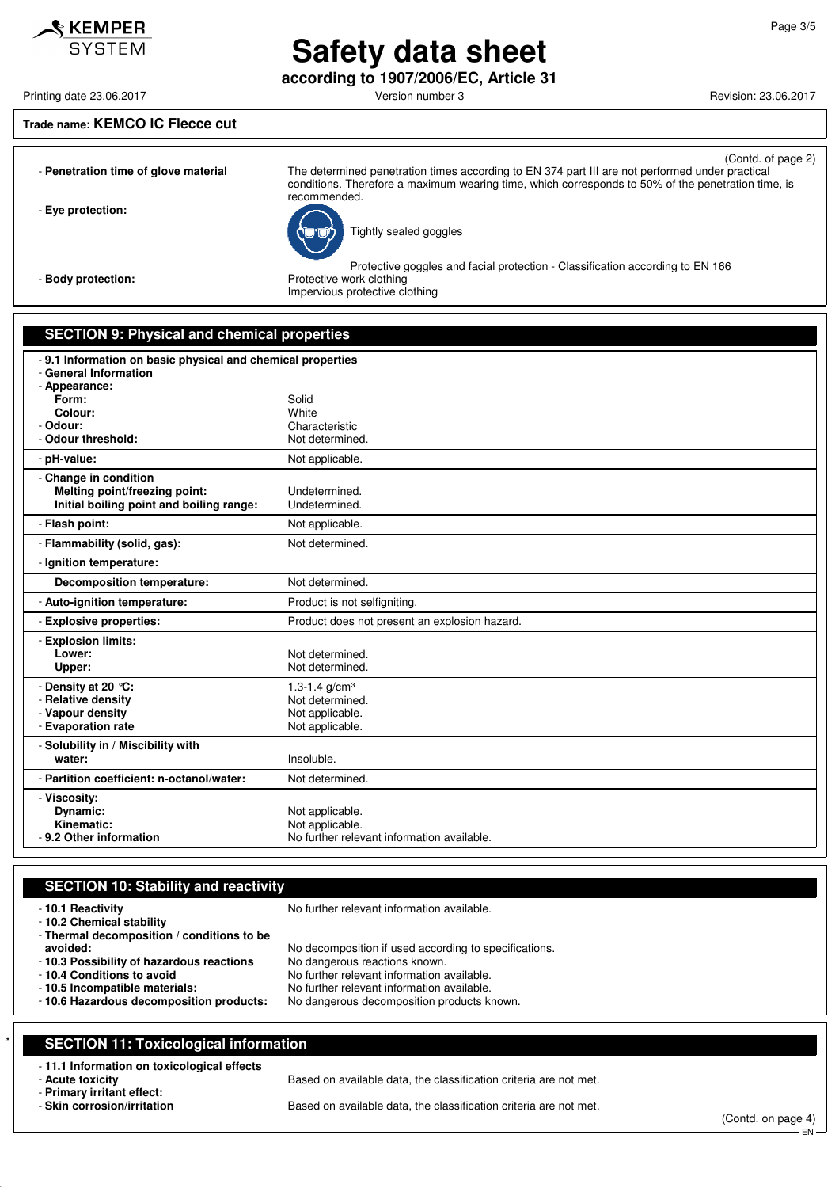**Trade name: KEMCO IC Flecce cut**

(Contd. of page 2)

- **Penetration time of glove material** The determined penetration times according to EN 374 part III are not performed under practical conditions. Therefore a maximum wearing time, which corresponds to 50% of the penetration time, is recommended.
- **Eye protection:**
  Tightly sealed goggles
  Protective goggles and facial protection - Classification according to EN 166
- **Body protection:** Protective work clothing
  Impervious protective clothing

## SECTION 9: Physical and chemical properties

| | |
|---|---|
| - **9.1 Information on basic physical and chemical properties** | |
| - **General Information** | |
| - **Appearance:** | |
| **Form:** | Solid |
| **Colour:** | White |
| - **Odour:** | Characteristic |
| - **Odour threshold:** | Not determined. |
| - **pH-value:** | Not applicable. |
| - **Change in condition** | |
| **Melting point/freezing point:** | Undetermined. |
| **Initial boiling point and boiling range:** | Undetermined. |
| - **Flash point:** | Not applicable. |
| - **Flammability (solid, gas):** | Not determined. |
| - **Ignition temperature:** | |
| **Decomposition temperature:** | Not determined. |
| - **Auto-ignition temperature:** | Product is not selfigniting. |
| - **Explosive properties:** | Product does not present an explosion hazard. |
| - **Explosion limits:** | |
| **Lower:** | Not determined. |
| **Upper:** | Not determined. |
| - **Density at 20 °C:** | 1.3-1.4 g/cm³ |
| - **Relative density** | Not determined. |
| - **Vapour density** | Not applicable. |
| - **Evaporation rate** | Not applicable. |
| - **Solubility in / Miscibility with** | |
| **water:** | Insoluble. |
| - **Partition coefficient: n-octanol/water:** | Not determined. |
| - **Viscosity:** | |
| **Dynamic:** | Not applicable. |
| **Kinematic:** | Not applicable. |
| - **9.2 Other information** | No further relevant information available. |

## SECTION 10: Stability and reactivity

| | |
|---|---|
| - **10.1 Reactivity** | No further relevant information available. |
| - **10.2 Chemical stability** | |
| - **Thermal decomposition / conditions to be avoided:** | No decomposition if used according to specifications. |
| - **10.3 Possibility of hazardous reactions** | No dangerous reactions known. |
| - **10.4 Conditions to avoid** | No further relevant information available. |
| - **10.5 Incompatible materials:** | No further relevant information available. |
| - **10.6 Hazardous decomposition products:** | No dangerous decomposition products known. |

## SECTION 11: Toxicological information

| | |
|---|---|
| - **11.1 Information on toxicological effects** | |
| - **Acute toxicity** | Based on available data, the classification criteria are not met. |
| - **Primary irritant effect:** | |
| - **Skin corrosion/irritation** | Based on available data, the classification criteria are not met. |

(Contd. on page 4)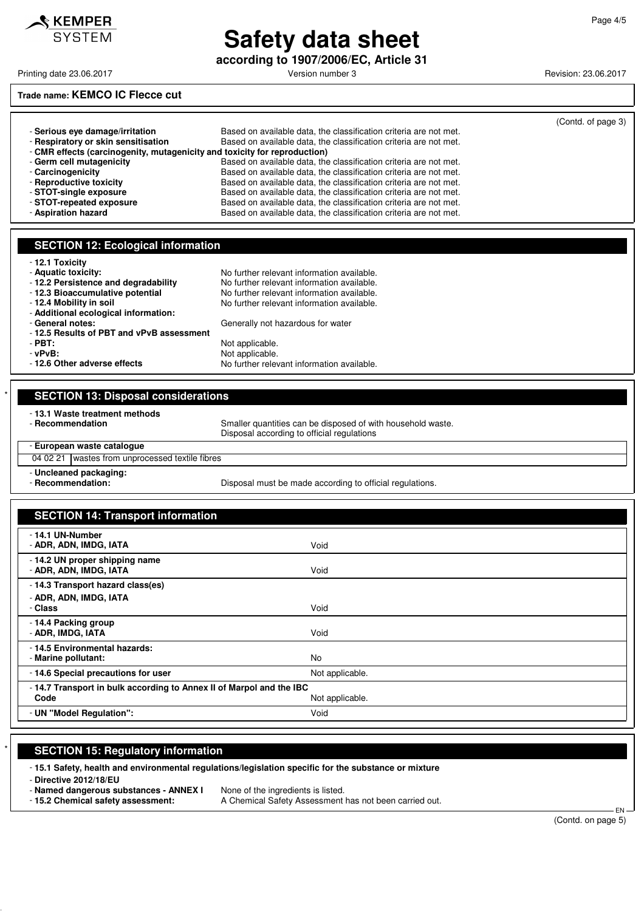**Trade name: KEMCO IC Flecce cut**

(Contd. of page 3)

- **Serious eye damage/irritation** Based on available data, the classification criteria are not met.
- **Respiratory or skin sensitisation** Based on available data, the classification criteria are not met.
- **CMR effects (carcinogenity, mutagenicity and toxicity for reproduction)**
- **Germ cell mutagenicity** Based on available data, the classification criteria are not met.
- **Carcinogenicity** Based on available data, the classification criteria are not met.
- **Reproductive toxicity** Based on available data, the classification criteria are not met.
- **STOT-single exposure** Based on available data, the classification criteria are not met.
- **STOT-repeated exposure** Based on available data, the classification criteria are not met.
- **Aspiration hazard** Based on available data, the classification criteria are not met.

## SECTION 12: Ecological information

- **12.1 Toxicity**
- **Aquatic toxicity:** No further relevant information available.
- **12.2 Persistence and degradability** No further relevant information available.
- **12.3 Bioaccumulative potential** No further relevant information available.
- **12.4 Mobility in soil** No further relevant information available.
- **Additional ecological information:**
- **General notes:** Generally not hazardous for water
- **12.5 Results of PBT and vPvB assessment**
- **PBT:** Not applicable.
- **vPvB:** Not applicable.
- **12.6 Other adverse effects** No further relevant information available.

## * SECTION 13: Disposal considerations

- **13.1 Waste treatment methods**
- **Recommendation** Smaller quantities can be disposed of with household waste. Disposal according to official regulations

| - European waste catalogue | |
|---|---|
| 04 02 21 | wastes from unprocessed textile fibres |

- **Uncleaned packaging:**
- **Recommendation:** Disposal must be made according to official regulations.

## SECTION 14: Transport information

| | |
|---|---|
| **- 14.1 UN-Number**<br>**- ADR, ADN, IMDG, IATA** | Void |
| **- 14.2 UN proper shipping name**<br>**- ADR, ADN, IMDG, IATA** | Void |
| **- 14.3 Transport hazard class(es)**<br>**- ADR, ADN, IMDG, IATA**<br>**- Class** | Void |
| **- 14.4 Packing group**<br>**- ADR, IMDG, IATA** | Void |
| **- 14.5 Environmental hazards:**<br>**- Marine pollutant:** | No |
| **- 14.6 Special precautions for user** | Not applicable. |
| **- 14.7 Transport in bulk according to Annex II of Marpol and the IBC Code** | Not applicable. |
| **- UN "Model Regulation":** | Void |

## * SECTION 15: Regulatory information

- **15.1 Safety, health and environmental regulations/legislation specific for the substance or mixture**
- **Directive 2012/18/EU**
- **Named dangerous substances - ANNEX I** None of the ingredients is listed.
- **15.2 Chemical safety assessment:** A Chemical Safety Assessment has not been carried out.

(Contd. on page 5)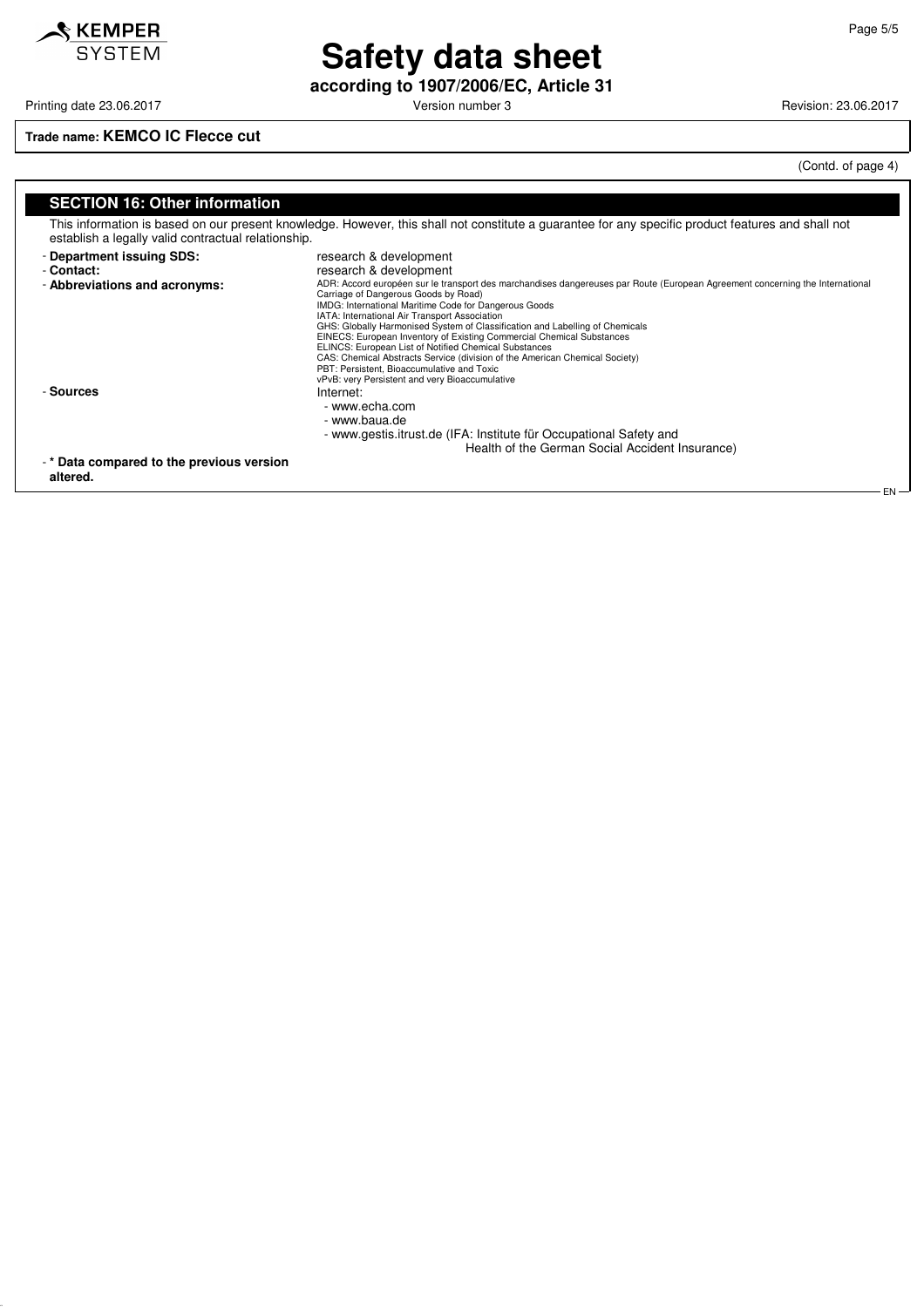**Trade name: KEMCO IC Flecce cut**

(Contd. of page 4)

## SECTION 16: Other information

This information is based on our present knowledge. However, this shall not constitute a guarantee for any specific product features and shall not establish a legally valid contractual relationship.

- **Department issuing SDS:** research & development
- **Contact:** research & development
- **Abbreviations and acronyms:**
  ADR: Accord européen sur le transport des marchandises dangereuses par Route (European Agreement concerning the International Carriage of Dangerous Goods by Road)
  IMDG: International Maritime Code for Dangerous Goods
  IATA: International Air Transport Association
  GHS: Globally Harmonised System of Classification and Labelling of Chemicals
  EINECS: European Inventory of Existing Commercial Chemical Substances
  ELINCS: European List of Notified Chemical Substances
  CAS: Chemical Abstracts Service (division of the American Chemical Society)
  PBT: Persistent, Bioaccumulative and Toxic
  vPvB: very Persistent and very Bioaccumulative
- **Sources**
  Internet:
  - www.echa.com
  - www.baua.de
  - www.gestis.itrust.de (IFA: Institute für Occupational Safety and Health of the German Social Accident Insurance)
- **\* Data compared to the previous version altered.**

EN